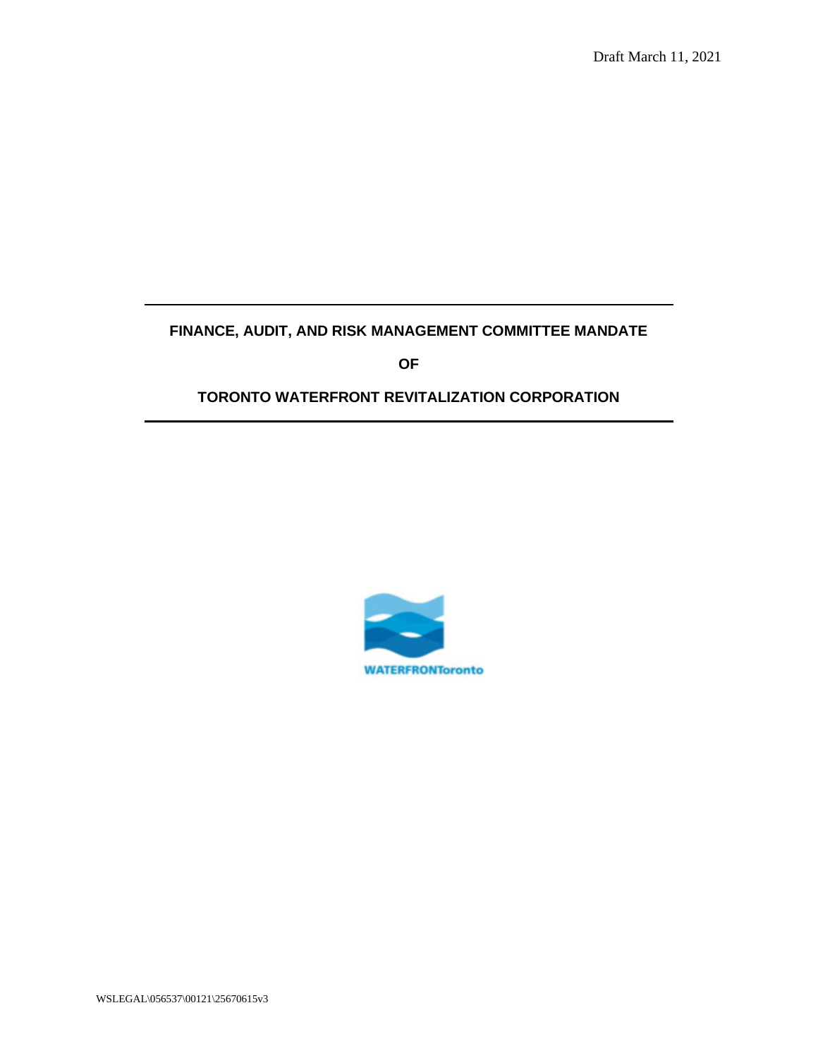Draft March 11, 2021

# FINANCE, AUDIT, AND RISK MANAGEMENT COMMITTEE MANDATE

# OF

# TORONTO WATERFRONT REVITALIZATION CORPORATION

WATERFRONToronto

WSLEGAL\056537\00121\25670615v3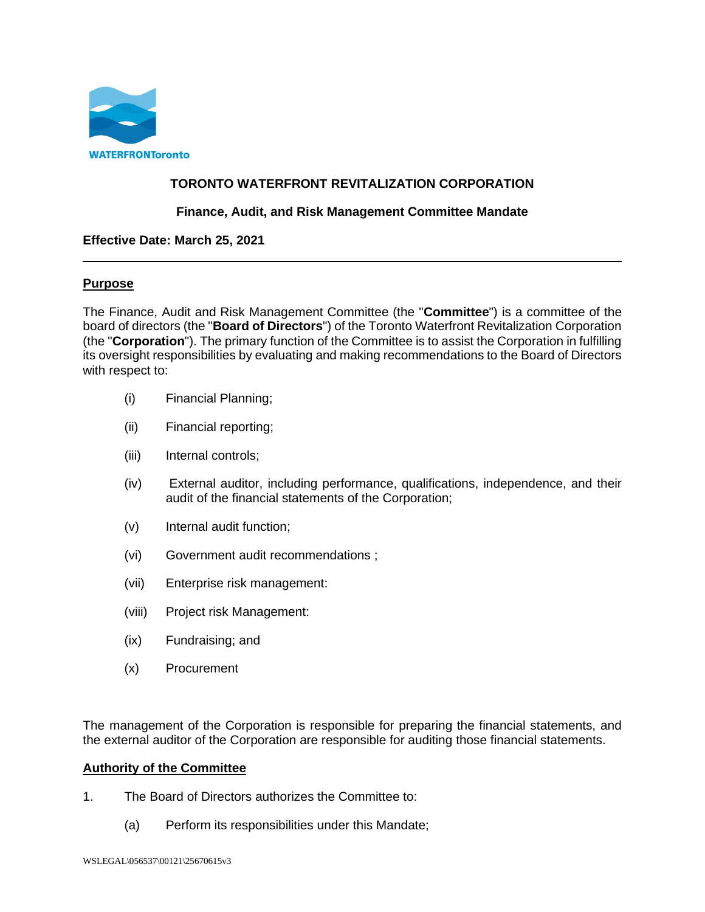**TORONTO WATERFRONT REVITALIZATION CORPORATION**

**Finance, Audit, and Risk Management Committee Mandate**

**Effective Date: March 25, 2021**

---

## Purpose

The Finance, Audit and Risk Management Committee (the "**Committee**") is a committee of the board of directors (the "**Board of Directors**") of the Toronto Waterfront Revitalization Corporation (the "**Corporation**"). The primary function of the Committee is to assist the Corporation in fulfilling its oversight responsibilities by evaluating and making recommendations to the Board of Directors with respect to:

(i) Financial Planning;

(ii) Financial reporting;

(iii) Internal controls;

(iv) External auditor, including performance, qualifications, independence, and their audit of the financial statements of the Corporation;

(v) Internal audit function;

(vi) Government audit recommendations ;

(vii) Enterprise risk management:

(viii) Project risk Management:

(ix) Fundraising; and

(x) Procurement

The management of the Corporation is responsible for preparing the financial statements, and the external auditor of the Corporation are responsible for auditing those financial statements.

## Authority of the Committee

1. The Board of Directors authorizes the Committee to:

   (a) Perform its responsibilities under this Mandate;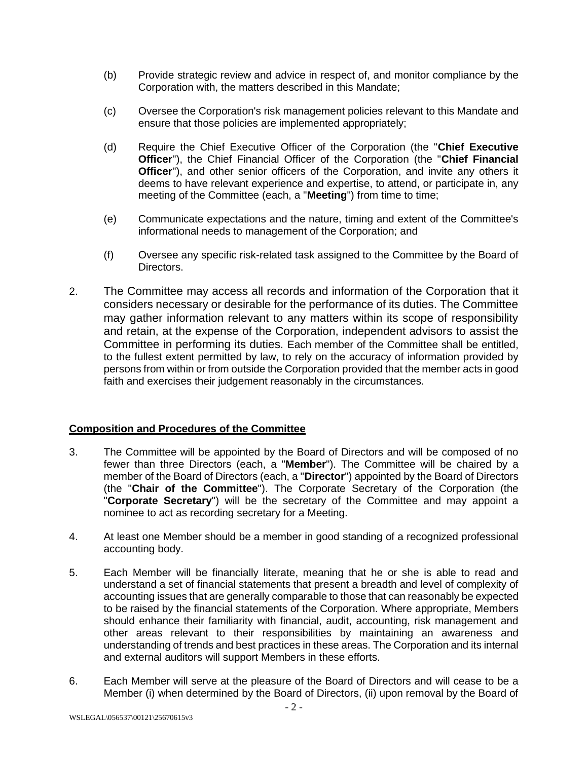(b) Provide strategic review and advice in respect of, and monitor compliance by the Corporation with, the matters described in this Mandate;

(c) Oversee the Corporation's risk management policies relevant to this Mandate and ensure that those policies are implemented appropriately;

(d) Require the Chief Executive Officer of the Corporation (the "**Chief Executive Officer**"), the Chief Financial Officer of the Corporation (the "**Chief Financial Officer**"), and other senior officers of the Corporation, and invite any others it deems to have relevant experience and expertise, to attend, or participate in, any meeting of the Committee (each, a "**Meeting**") from time to time;

(e) Communicate expectations and the nature, timing and extent of the Committee's informational needs to management of the Corporation; and

(f) Oversee any specific risk-related task assigned to the Committee by the Board of Directors.

2. The Committee may access all records and information of the Corporation that it considers necessary or desirable for the performance of its duties. The Committee may gather information relevant to any matters within its scope of responsibility and retain, at the expense of the Corporation, independent advisors to assist the Committee in performing its duties. Each member of the Committee shall be entitled, to the fullest extent permitted by law, to rely on the accuracy of information provided by persons from within or from outside the Corporation provided that the member acts in good faith and exercises their judgement reasonably in the circumstances.

## Composition and Procedures of the Committee

3. The Committee will be appointed by the Board of Directors and will be composed of no fewer than three Directors (each, a "**Member**"). The Committee will be chaired by a member of the Board of Directors (each, a "**Director**") appointed by the Board of Directors (the "**Chair of the Committee**"). The Corporate Secretary of the Corporation (the "**Corporate Secretary**") will be the secretary of the Committee and may appoint a nominee to act as recording secretary for a Meeting.

4. At least one Member should be a member in good standing of a recognized professional accounting body.

5. Each Member will be financially literate, meaning that he or she is able to read and understand a set of financial statements that present a breadth and level of complexity of accounting issues that are generally comparable to those that can reasonably be expected to be raised by the financial statements of the Corporation. Where appropriate, Members should enhance their familiarity with financial, audit, accounting, risk management and other areas relevant to their responsibilities by maintaining an awareness and understanding of trends and best practices in these areas. The Corporation and its internal and external auditors will support Members in these efforts.

6. Each Member will serve at the pleasure of the Board of Directors and will cease to be a Member (i) when determined by the Board of Directors, (ii) upon removal by the Board of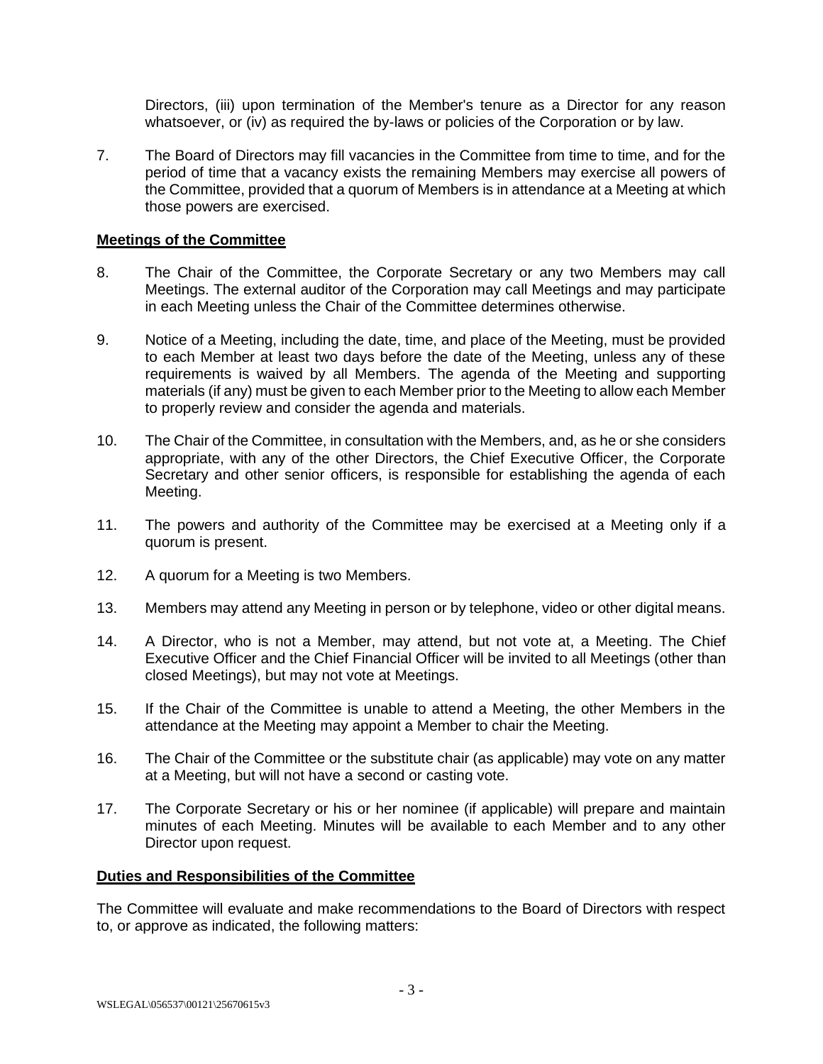Directors, (iii) upon termination of the Member's tenure as a Director for any reason whatsoever, or (iv) as required the by-laws or policies of the Corporation or by law.

7. The Board of Directors may fill vacancies in the Committee from time to time, and for the period of time that a vacancy exists the remaining Members may exercise all powers of the Committee, provided that a quorum of Members is in attendance at a Meeting at which those powers are exercised.

**Meetings of the Committee**

8. The Chair of the Committee, the Corporate Secretary or any two Members may call Meetings. The external auditor of the Corporation may call Meetings and may participate in each Meeting unless the Chair of the Committee determines otherwise.

9. Notice of a Meeting, including the date, time, and place of the Meeting, must be provided to each Member at least two days before the date of the Meeting, unless any of these requirements is waived by all Members. The agenda of the Meeting and supporting materials (if any) must be given to each Member prior to the Meeting to allow each Member to properly review and consider the agenda and materials.

10. The Chair of the Committee, in consultation with the Members, and, as he or she considers appropriate, with any of the other Directors, the Chief Executive Officer, the Corporate Secretary and other senior officers, is responsible for establishing the agenda of each Meeting.

11. The powers and authority of the Committee may be exercised at a Meeting only if a quorum is present.

12. A quorum for a Meeting is two Members.

13. Members may attend any Meeting in person or by telephone, video or other digital means.

14. A Director, who is not a Member, may attend, but not vote at, a Meeting. The Chief Executive Officer and the Chief Financial Officer will be invited to all Meetings (other than closed Meetings), but may not vote at Meetings.

15. If the Chair of the Committee is unable to attend a Meeting, the other Members in the attendance at the Meeting may appoint a Member to chair the Meeting.

16. The Chair of the Committee or the substitute chair (as applicable) may vote on any matter at a Meeting, but will not have a second or casting vote.

17. The Corporate Secretary or his or her nominee (if applicable) will prepare and maintain minutes of each Meeting. Minutes will be available to each Member and to any other Director upon request.

**Duties and Responsibilities of the Committee**

The Committee will evaluate and make recommendations to the Board of Directors with respect to, or approve as indicated, the following matters: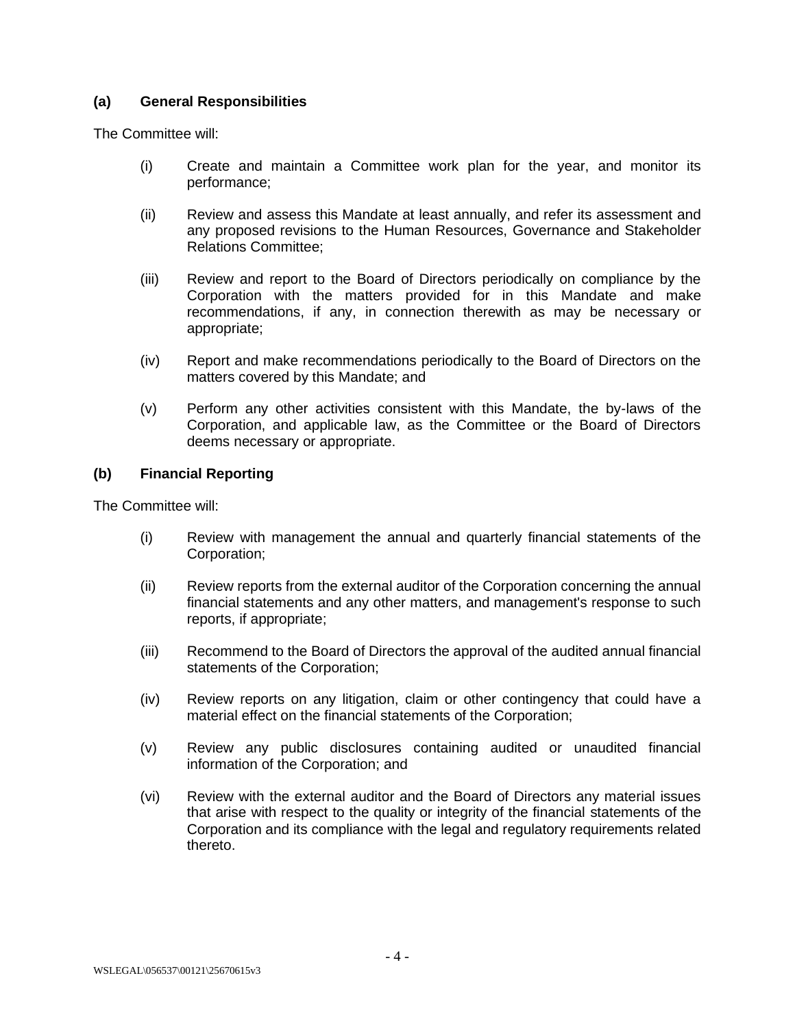### (a) General Responsibilities

The Committee will:

(i) Create and maintain a Committee work plan for the year, and monitor its performance;

(ii) Review and assess this Mandate at least annually, and refer its assessment and any proposed revisions to the Human Resources, Governance and Stakeholder Relations Committee;

(iii) Review and report to the Board of Directors periodically on compliance by the Corporation with the matters provided for in this Mandate and make recommendations, if any, in connection therewith as may be necessary or appropriate;

(iv) Report and make recommendations periodically to the Board of Directors on the matters covered by this Mandate; and

(v) Perform any other activities consistent with this Mandate, the by-laws of the Corporation, and applicable law, as the Committee or the Board of Directors deems necessary or appropriate.

### (b) Financial Reporting

The Committee will:

(i) Review with management the annual and quarterly financial statements of the Corporation;

(ii) Review reports from the external auditor of the Corporation concerning the annual financial statements and any other matters, and management's response to such reports, if appropriate;

(iii) Recommend to the Board of Directors the approval of the audited annual financial statements of the Corporation;

(iv) Review reports on any litigation, claim or other contingency that could have a material effect on the financial statements of the Corporation;

(v) Review any public disclosures containing audited or unaudited financial information of the Corporation; and

(vi) Review with the external auditor and the Board of Directors any material issues that arise with respect to the quality or integrity of the financial statements of the Corporation and its compliance with the legal and regulatory requirements related thereto.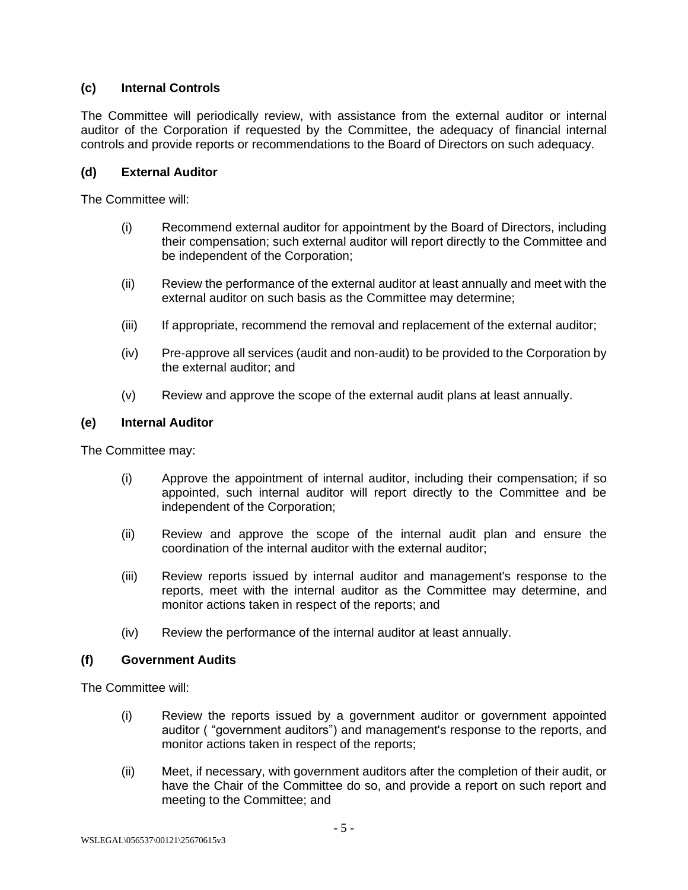### (c) Internal Controls

The Committee will periodically review, with assistance from the external auditor or internal auditor of the Corporation if requested by the Committee, the adequacy of financial internal controls and provide reports or recommendations to the Board of Directors on such adequacy.

### (d) External Auditor

The Committee will:

(i) Recommend external auditor for appointment by the Board of Directors, including their compensation; such external auditor will report directly to the Committee and be independent of the Corporation;

(ii) Review the performance of the external auditor at least annually and meet with the external auditor on such basis as the Committee may determine;

(iii) If appropriate, recommend the removal and replacement of the external auditor;

(iv) Pre-approve all services (audit and non-audit) to be provided to the Corporation by the external auditor; and

(v) Review and approve the scope of the external audit plans at least annually.

### (e) Internal Auditor

The Committee may:

(i) Approve the appointment of internal auditor, including their compensation; if so appointed, such internal auditor will report directly to the Committee and be independent of the Corporation;

(ii) Review and approve the scope of the internal audit plan and ensure the coordination of the internal auditor with the external auditor;

(iii) Review reports issued by internal auditor and management's response to the reports, meet with the internal auditor as the Committee may determine, and monitor actions taken in respect of the reports; and

(iv) Review the performance of the internal auditor at least annually.

### (f) Government Audits

The Committee will:

(i) Review the reports issued by a government auditor or government appointed auditor ( "government auditors") and management's response to the reports, and monitor actions taken in respect of the reports;

(ii) Meet, if necessary, with government auditors after the completion of their audit, or have the Chair of the Committee do so, and provide a report on such report and meeting to the Committee; and

WSLEGAL\056537\00121\25670615v3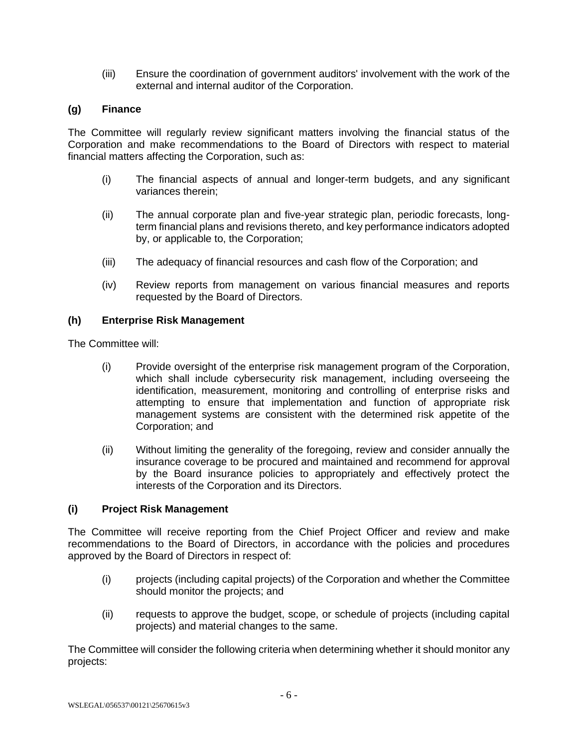(iii) Ensure the coordination of government auditors' involvement with the work of the external and internal auditor of the Corporation.

### (g) Finance

The Committee will regularly review significant matters involving the financial status of the Corporation and make recommendations to the Board of Directors with respect to material financial matters affecting the Corporation, such as:

(i) The financial aspects of annual and longer-term budgets, and any significant variances therein;

(ii) The annual corporate plan and five-year strategic plan, periodic forecasts, long-term financial plans and revisions thereto, and key performance indicators adopted by, or applicable to, the Corporation;

(iii) The adequacy of financial resources and cash flow of the Corporation; and

(iv) Review reports from management on various financial measures and reports requested by the Board of Directors.

### (h) Enterprise Risk Management

The Committee will:

(i) Provide oversight of the enterprise risk management program of the Corporation, which shall include cybersecurity risk management, including overseeing the identification, measurement, monitoring and controlling of enterprise risks and attempting to ensure that implementation and function of appropriate risk management systems are consistent with the determined risk appetite of the Corporation; and

(ii) Without limiting the generality of the foregoing, review and consider annually the insurance coverage to be procured and maintained and recommend for approval by the Board insurance policies to appropriately and effectively protect the interests of the Corporation and its Directors.

### (i) Project Risk Management

The Committee will receive reporting from the Chief Project Officer and review and make recommendations to the Board of Directors, in accordance with the policies and procedures approved by the Board of Directors in respect of:

(i) projects (including capital projects) of the Corporation and whether the Committee should monitor the projects; and

(ii) requests to approve the budget, scope, or schedule of projects (including capital projects) and material changes to the same.

The Committee will consider the following criteria when determining whether it should monitor any projects: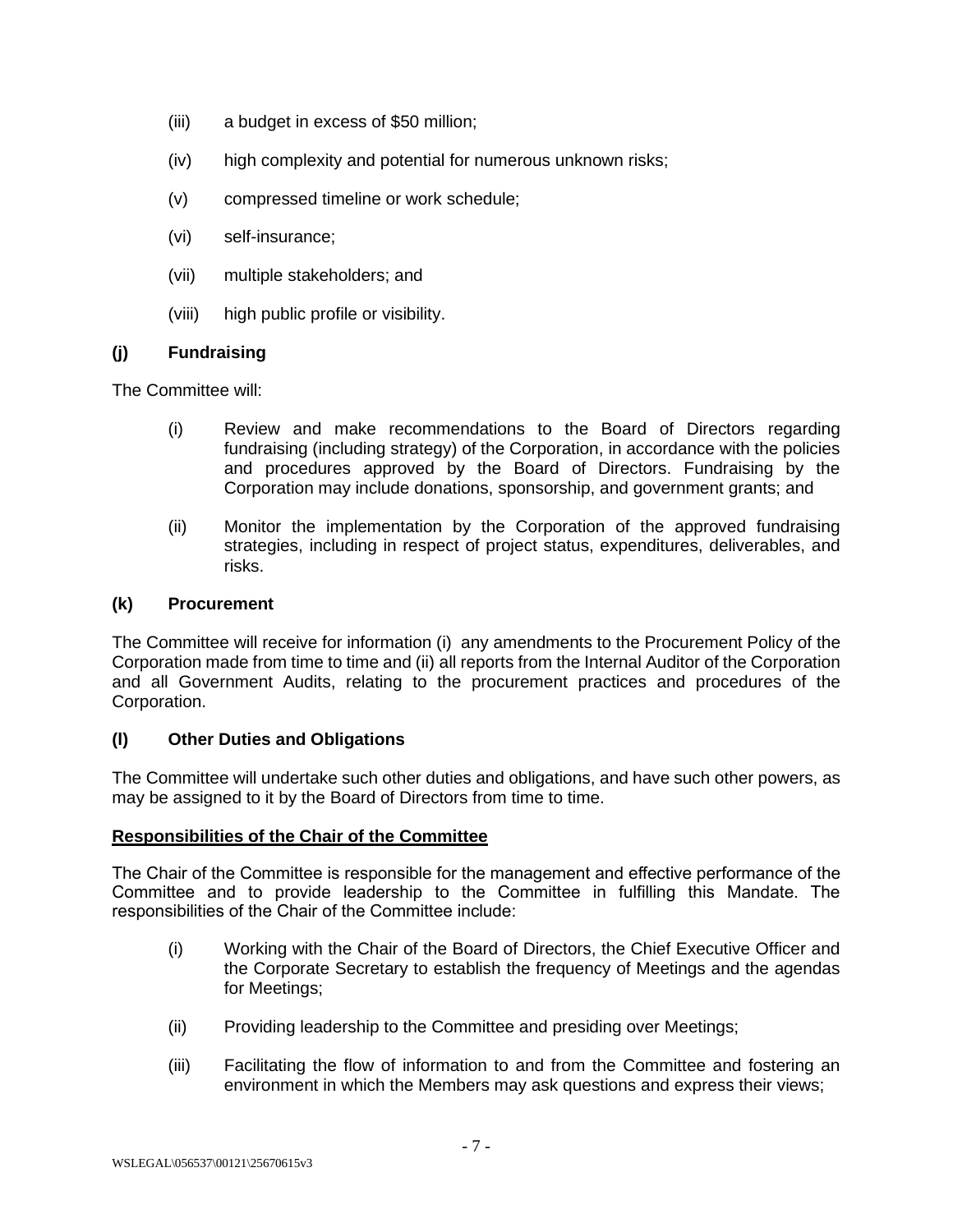(iii) a budget in excess of $50 million;

(iv) high complexity and potential for numerous unknown risks;

(v) compressed timeline or work schedule;

(vi) self-insurance;

(vii) multiple stakeholders; and

(viii) high public profile or visibility.

### (j) Fundraising

The Committee will:

(i) Review and make recommendations to the Board of Directors regarding fundraising (including strategy) of the Corporation, in accordance with the policies and procedures approved by the Board of Directors. Fundraising by the Corporation may include donations, sponsorship, and government grants; and

(ii) Monitor the implementation by the Corporation of the approved fundraising strategies, including in respect of project status, expenditures, deliverables, and risks.

### (k) Procurement

The Committee will receive for information (i) any amendments to the Procurement Policy of the Corporation made from time to time and (ii) all reports from the Internal Auditor of the Corporation and all Government Audits, relating to the procurement practices and procedures of the Corporation.

### (l) Other Duties and Obligations

The Committee will undertake such other duties and obligations, and have such other powers, as may be assigned to it by the Board of Directors from time to time.

## Responsibilities of the Chair of the Committee

The Chair of the Committee is responsible for the management and effective performance of the Committee and to provide leadership to the Committee in fulfilling this Mandate. The responsibilities of the Chair of the Committee include:

(i) Working with the Chair of the Board of Directors, the Chief Executive Officer and the Corporate Secretary to establish the frequency of Meetings and the agendas for Meetings;

(ii) Providing leadership to the Committee and presiding over Meetings;

(iii) Facilitating the flow of information to and from the Committee and fostering an environment in which the Members may ask questions and express their views;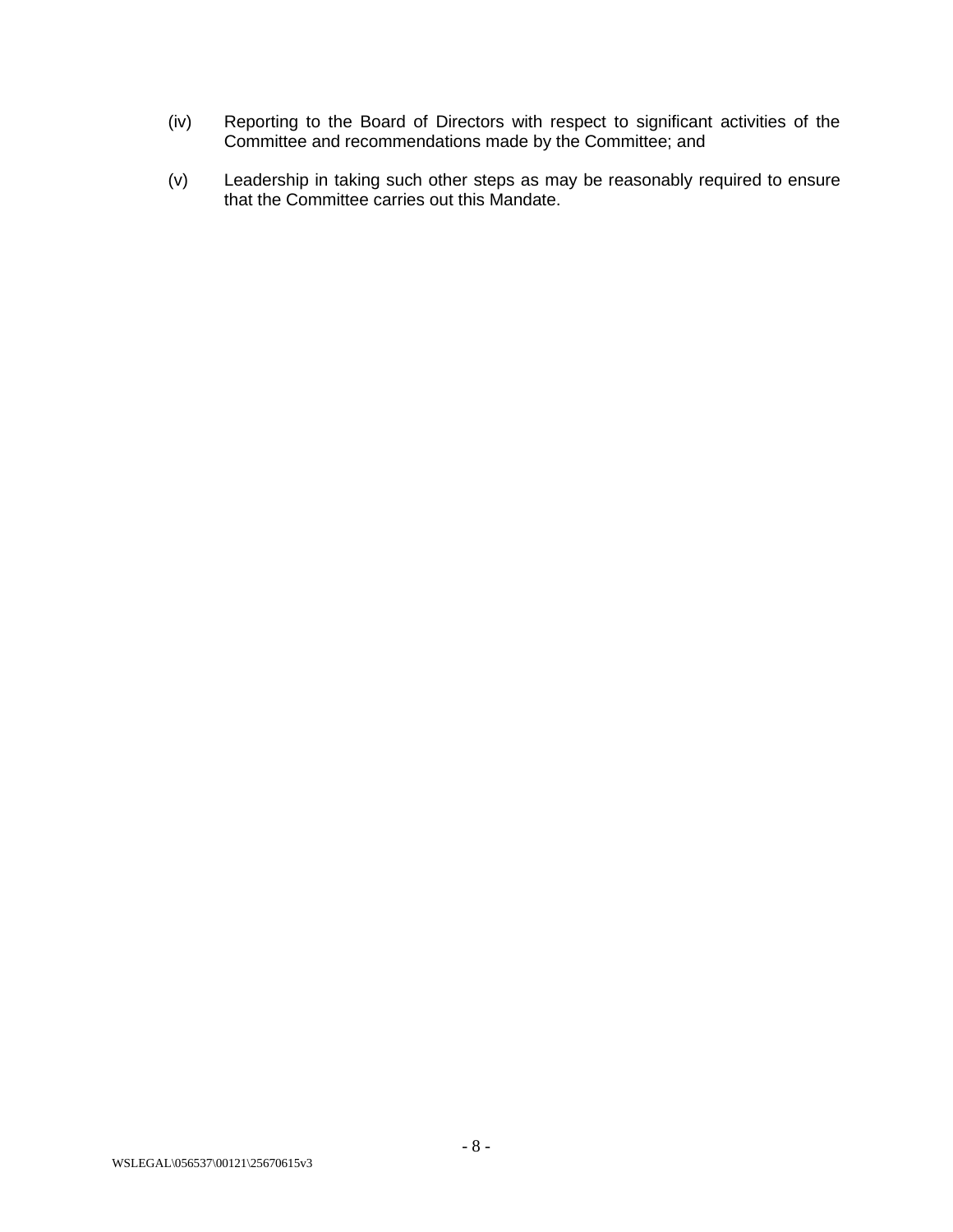(iv) Reporting to the Board of Directors with respect to significant activities of the Committee and recommendations made by the Committee; and

(v) Leadership in taking such other steps as may be reasonably required to ensure that the Committee carries out this Mandate.